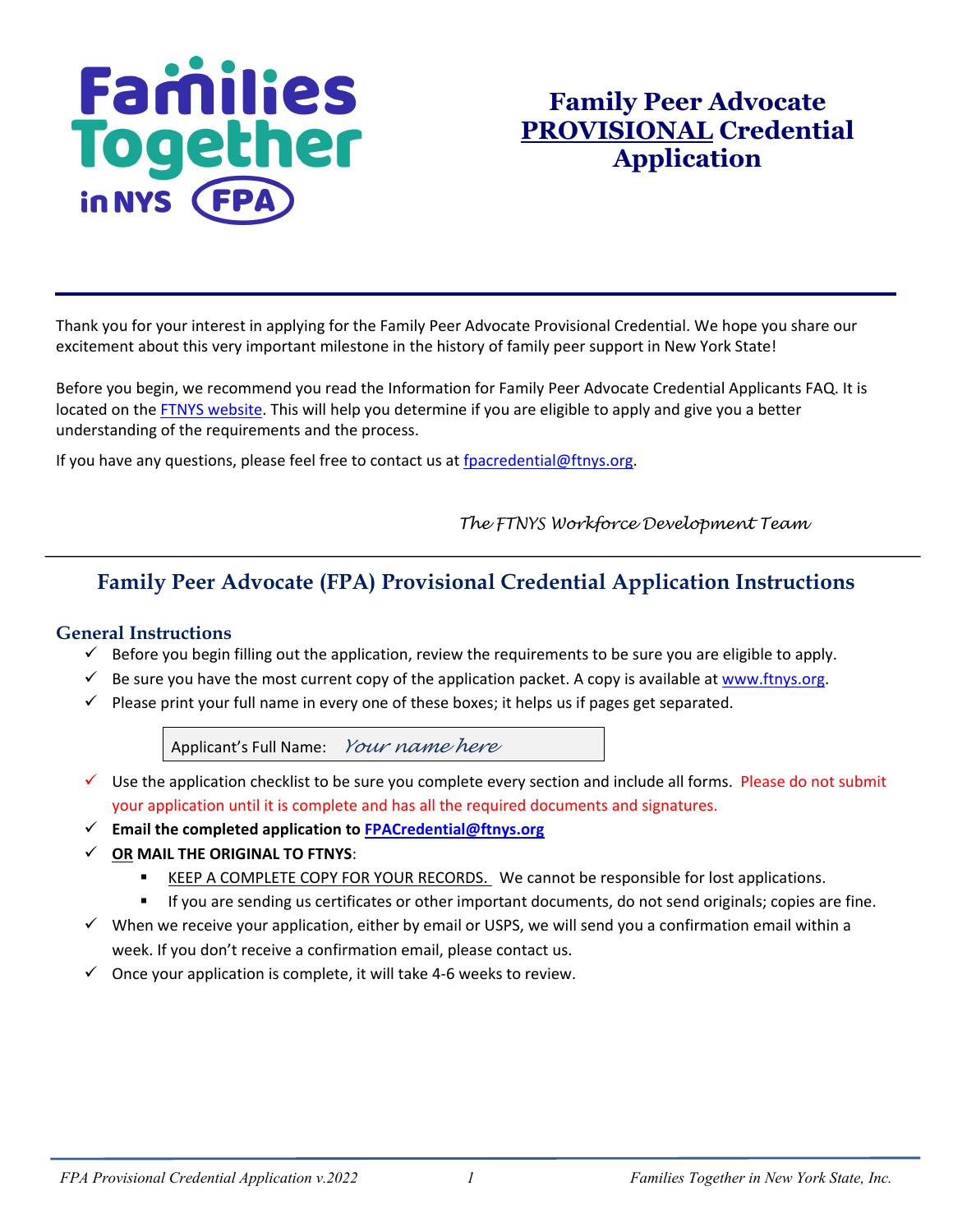Families Together in NYS FPA

# Family Peer Advocate PROVISIONAL Credential Application

Thank you for your interest in applying for the Family Peer Advocate Provisional Credential. We hope you share our excitement about this very important milestone in the history of family peer support in New York State!

Before you begin, we recommend you read the Information for Family Peer Advocate Credential Applicants FAQ. It is located on the FTNYS website. This will help you determine if you are eligible to apply and give you a better understanding of the requirements and the process.

If you have any questions, please feel free to contact us at fpacredential@ftnys.org.

*The FTNYS Workforce Development Team*

## Family Peer Advocate (FPA) Provisional Credential Application Instructions

### General Instructions

- ✓ Before you begin filling out the application, review the requirements to be sure you are eligible to apply.
- ✓ Be sure you have the most current copy of the application packet. A copy is available at www.ftnys.org.
- ✓ Please print your full name in every one of these boxes; it helps us if pages get separated.

| Applicant's Full Name: | *Your name here* |
|---|---|

- ✓ Use the application checklist to be sure you complete every section and include all forms. Please do not submit your application until it is complete and has all the required documents and signatures.
- ✓ **Email the completed application to FPACredential@ftnys.org**
- ✓ **OR MAIL THE ORIGINAL TO FTNYS**:
  - KEEP A COMPLETE COPY FOR YOUR RECORDS. We cannot be responsible for lost applications.
  - If you are sending us certificates or other important documents, do not send originals; copies are fine.
- ✓ When we receive your application, either by email or USPS, we will send you a confirmation email within a week. If you don't receive a confirmation email, please contact us.
- ✓ Once your application is complete, it will take 4-6 weeks to review.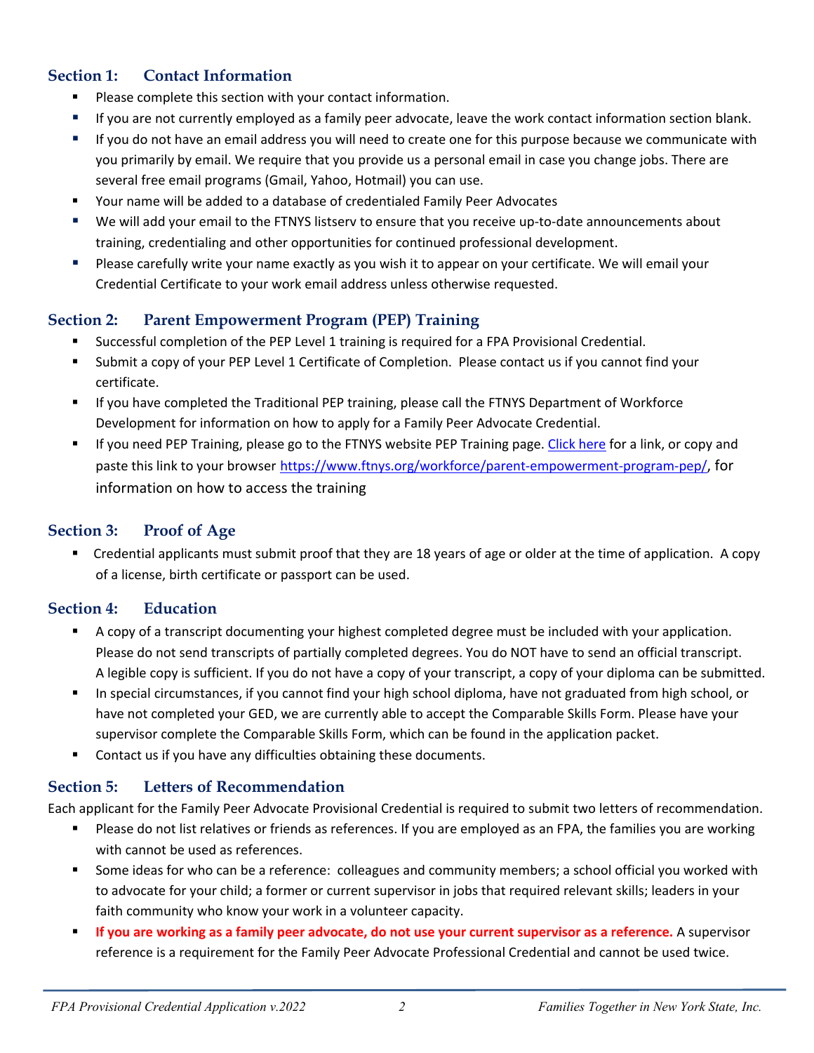## Section 1: Contact Information

- Please complete this section with your contact information.
- If you are not currently employed as a family peer advocate, leave the work contact information section blank.
- If you do not have an email address you will need to create one for this purpose because we communicate with you primarily by email. We require that you provide us a personal email in case you change jobs. There are several free email programs (Gmail, Yahoo, Hotmail) you can use.
- Your name will be added to a database of credentialed Family Peer Advocates
- We will add your email to the FTNYS listserv to ensure that you receive up-to-date announcements about training, credentialing and other opportunities for continued professional development.
- Please carefully write your name exactly as you wish it to appear on your certificate. We will email your Credential Certificate to your work email address unless otherwise requested.

## Section 2: Parent Empowerment Program (PEP) Training

- Successful completion of the PEP Level 1 training is required for a FPA Provisional Credential.
- Submit a copy of your PEP Level 1 Certificate of Completion. Please contact us if you cannot find your certificate.
- If you have completed the Traditional PEP training, please call the FTNYS Department of Workforce Development for information on how to apply for a Family Peer Advocate Credential.
- If you need PEP Training, please go to the FTNYS website PEP Training page. [Click here](https://www.ftnys.org/workforce/parent-empowerment-program-pep/) for a link, or copy and paste this link to your browser https://www.ftnys.org/workforce/parent-empowerment-program-pep/, for information on how to access the training

## Section 3: Proof of Age

- Credential applicants must submit proof that they are 18 years of age or older at the time of application. A copy of a license, birth certificate or passport can be used.

## Section 4: Education

- A copy of a transcript documenting your highest completed degree must be included with your application. Please do not send transcripts of partially completed degrees. You do NOT have to send an official transcript. A legible copy is sufficient. If you do not have a copy of your transcript, a copy of your diploma can be submitted.
- In special circumstances, if you cannot find your high school diploma, have not graduated from high school, or have not completed your GED, we are currently able to accept the Comparable Skills Form. Please have your supervisor complete the Comparable Skills Form, which can be found in the application packet.
- Contact us if you have any difficulties obtaining these documents.

## Section 5: Letters of Recommendation

Each applicant for the Family Peer Advocate Provisional Credential is required to submit two letters of recommendation.

- Please do not list relatives or friends as references. If you are employed as an FPA, the families you are working with cannot be used as references.
- Some ideas for who can be a reference: colleagues and community members; a school official you worked with to advocate for your child; a former or current supervisor in jobs that required relevant skills; leaders in your faith community who know your work in a volunteer capacity.
- **If you are working as a family peer advocate, do not use your current supervisor as a reference.** A supervisor reference is a requirement for the Family Peer Advocate Professional Credential and cannot be used twice.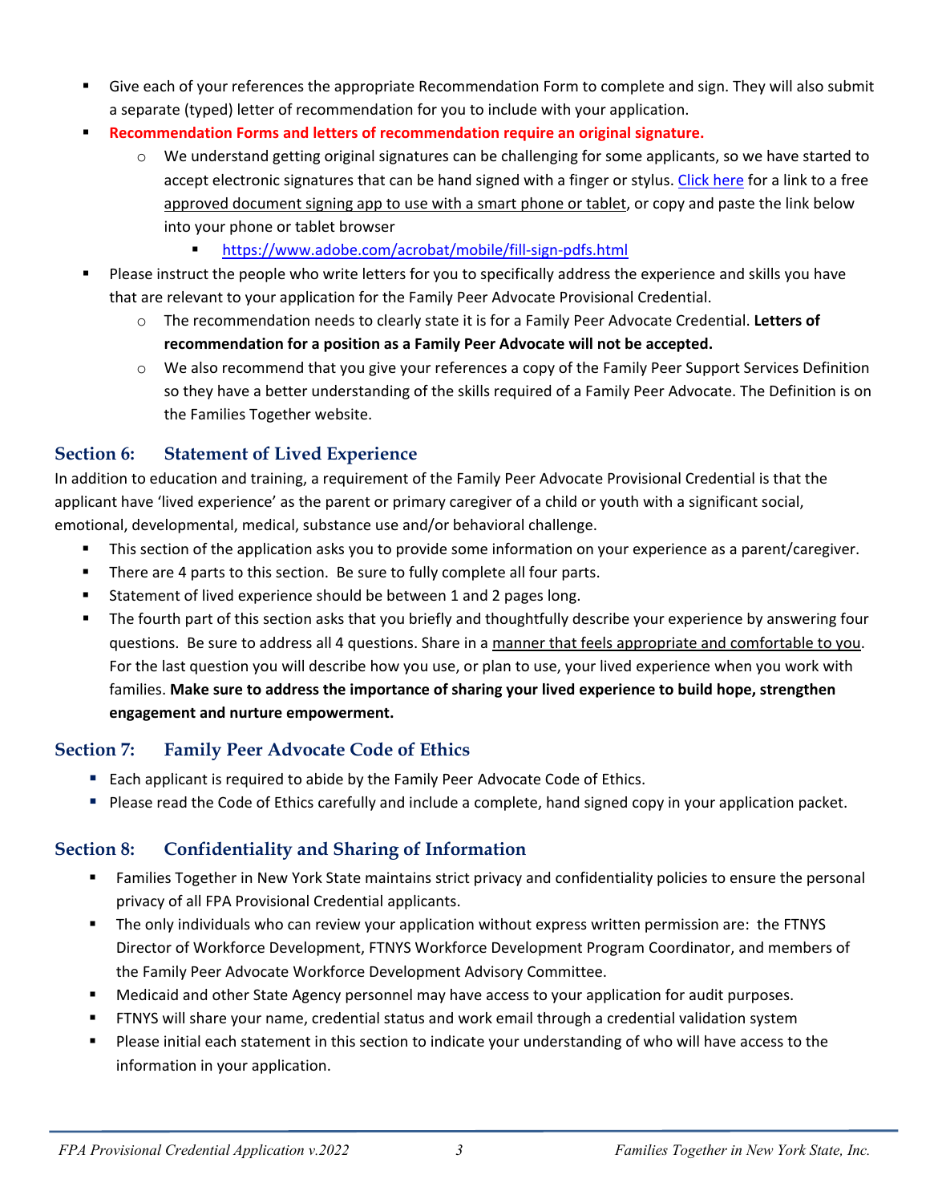- Give each of your references the appropriate Recommendation Form to complete and sign. They will also submit a separate (typed) letter of recommendation for you to include with your application.
- **Recommendation Forms and letters of recommendation require an original signature.**
  - We understand getting original signatures can be challenging for some applicants, so we have started to accept electronic signatures that can be hand signed with a finger or stylus. [Click here](https://www.adobe.com/acrobat/mobile/fill-sign-pdfs.html) for a link to a free approved document signing app to use with a smart phone or tablet, or copy and paste the link below into your phone or tablet browser
    - https://www.adobe.com/acrobat/mobile/fill-sign-pdfs.html
- Please instruct the people who write letters for you to specifically address the experience and skills you have that are relevant to your application for the Family Peer Advocate Provisional Credential.
  - The recommendation needs to clearly state it is for a Family Peer Advocate Credential. **Letters of recommendation for a position as a Family Peer Advocate will not be accepted.**
  - We also recommend that you give your references a copy of the Family Peer Support Services Definition so they have a better understanding of the skills required of a Family Peer Advocate. The Definition is on the Families Together website.

## Section 6: Statement of Lived Experience

In addition to education and training, a requirement of the Family Peer Advocate Provisional Credential is that the applicant have 'lived experience' as the parent or primary caregiver of a child or youth with a significant social, emotional, developmental, medical, substance use and/or behavioral challenge.

- This section of the application asks you to provide some information on your experience as a parent/caregiver.
- There are 4 parts to this section. Be sure to fully complete all four parts.
- Statement of lived experience should be between 1 and 2 pages long.
- The fourth part of this section asks that you briefly and thoughtfully describe your experience by answering four questions. Be sure to address all 4 questions. Share in a manner that feels appropriate and comfortable to you. For the last question you will describe how you use, or plan to use, your lived experience when you work with families. **Make sure to address the importance of sharing your lived experience to build hope, strengthen engagement and nurture empowerment.**

## Section 7: Family Peer Advocate Code of Ethics

- Each applicant is required to abide by the Family Peer Advocate Code of Ethics.
- Please read the Code of Ethics carefully and include a complete, hand signed copy in your application packet.

## Section 8: Confidentiality and Sharing of Information

- Families Together in New York State maintains strict privacy and confidentiality policies to ensure the personal privacy of all FPA Provisional Credential applicants.
- The only individuals who can review your application without express written permission are: the FTNYS Director of Workforce Development, FTNYS Workforce Development Program Coordinator, and members of the Family Peer Advocate Workforce Development Advisory Committee.
- Medicaid and other State Agency personnel may have access to your application for audit purposes.
- FTNYS will share your name, credential status and work email through a credential validation system
- Please initial each statement in this section to indicate your understanding of who will have access to the information in your application.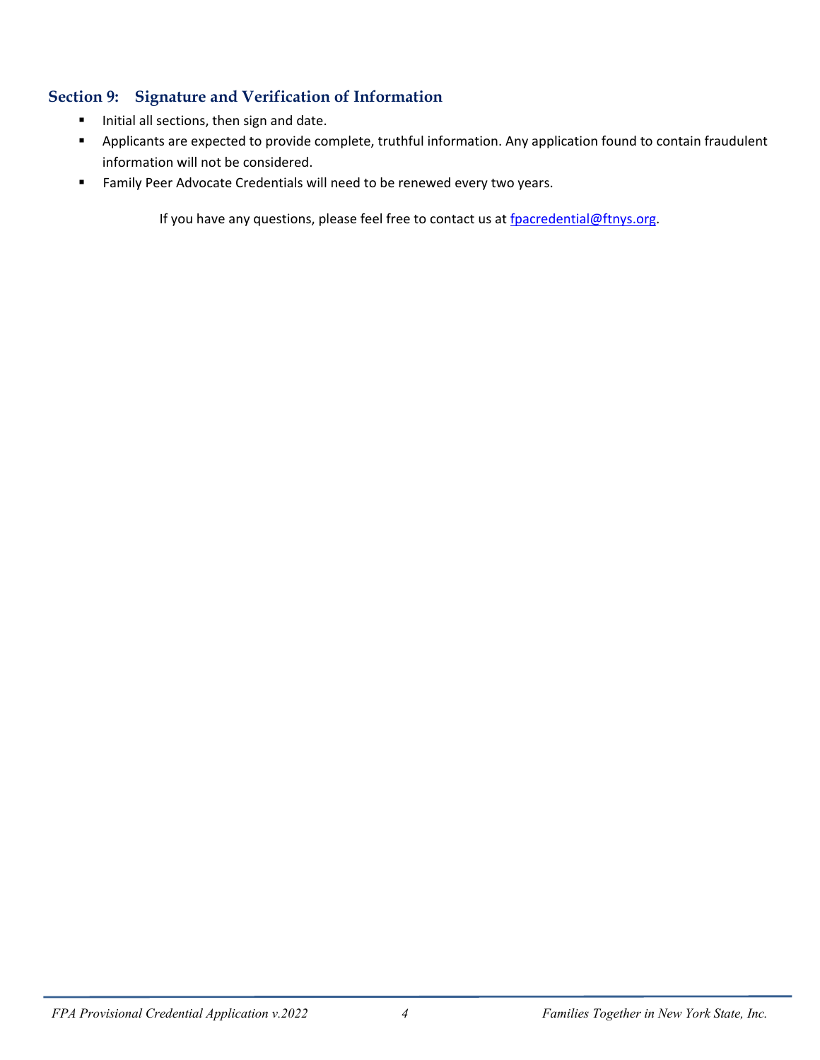## Section 9: Signature and Verification of Information

- Initial all sections, then sign and date.
- Applicants are expected to provide complete, truthful information. Any application found to contain fraudulent information will not be considered.
- Family Peer Advocate Credentials will need to be renewed every two years.

If you have any questions, please feel free to contact us at fpacredential@ftnys.org.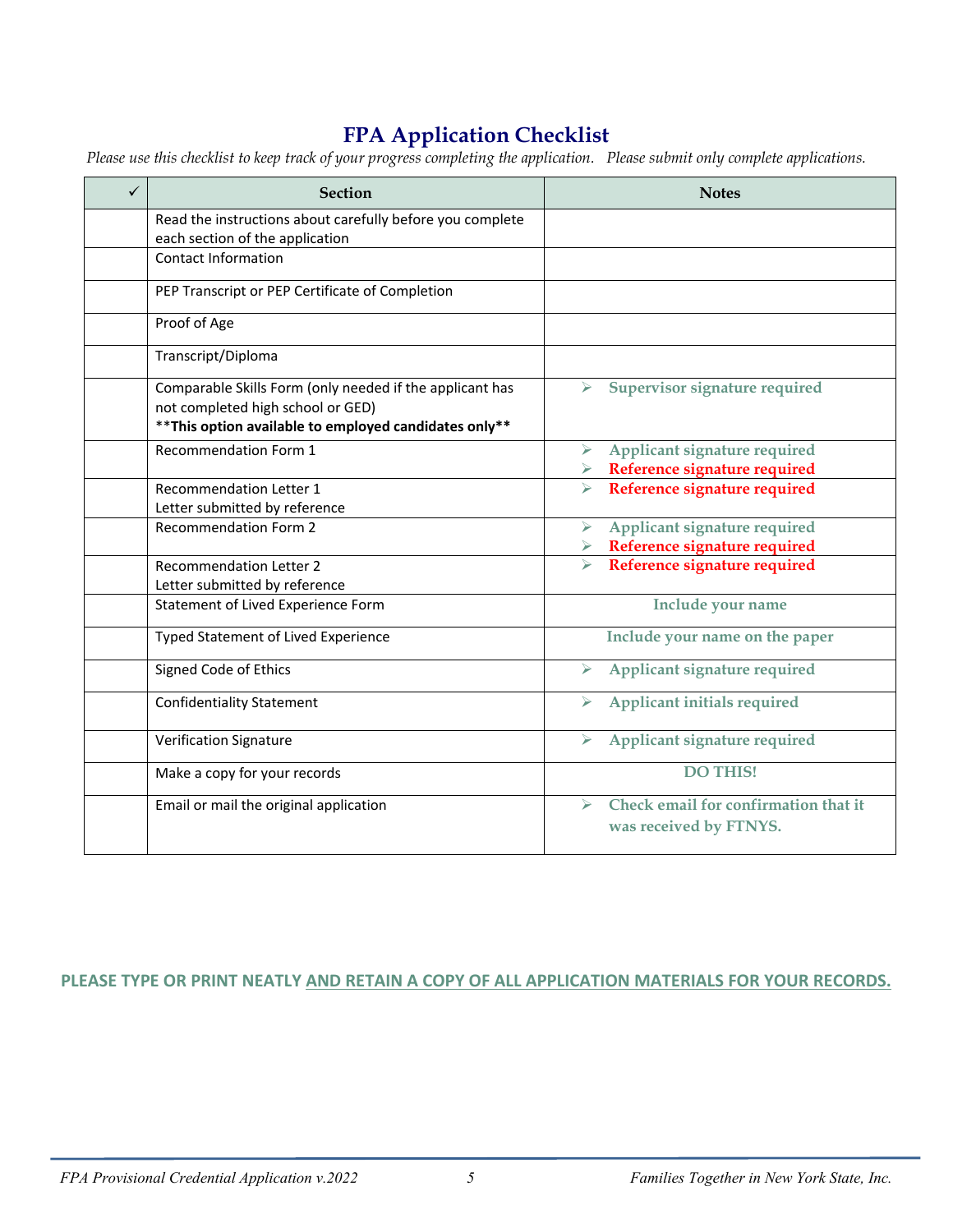# FPA Application Checklist

*Please use this checklist to keep track of your progress completing the application. Please submit only complete applications.*

| ✓ | Section | Notes |
|---|---|---|
| | Read the instructions about carefully before you complete each section of the application | |
| | Contact Information | |
| | PEP Transcript or PEP Certificate of Completion | |
| | Proof of Age | |
| | Transcript/Diploma | |
| | Comparable Skills Form (only needed if the applicant has not completed high school or GED)<br>****This option available to employed candidates only**** | ➢ Supervisor signature required |
| | Recommendation Form 1 | ➢ Applicant signature required<br>➢ Reference signature required |
| | Recommendation Letter 1<br>Letter submitted by reference | ➢ Reference signature required |
| | Recommendation Form 2 | ➢ Applicant signature required<br>➢ Reference signature required |
| | Recommendation Letter 2<br>Letter submitted by reference | ➢ Reference signature required |
| | Statement of Lived Experience Form | Include your name |
| | Typed Statement of Lived Experience | Include your name on the paper |
| | Signed Code of Ethics | ➢ Applicant signature required |
| | Confidentiality Statement | ➢ Applicant initials required |
| | Verification Signature | ➢ Applicant signature required |
| | Make a copy for your records | DO THIS! |
| | Email or mail the original application | ➢ Check email for confirmation that it was received by FTNYS. |

**PLEASE TYPE OR PRINT NEATLY AND RETAIN A COPY OF ALL APPLICATION MATERIALS FOR YOUR RECORDS.**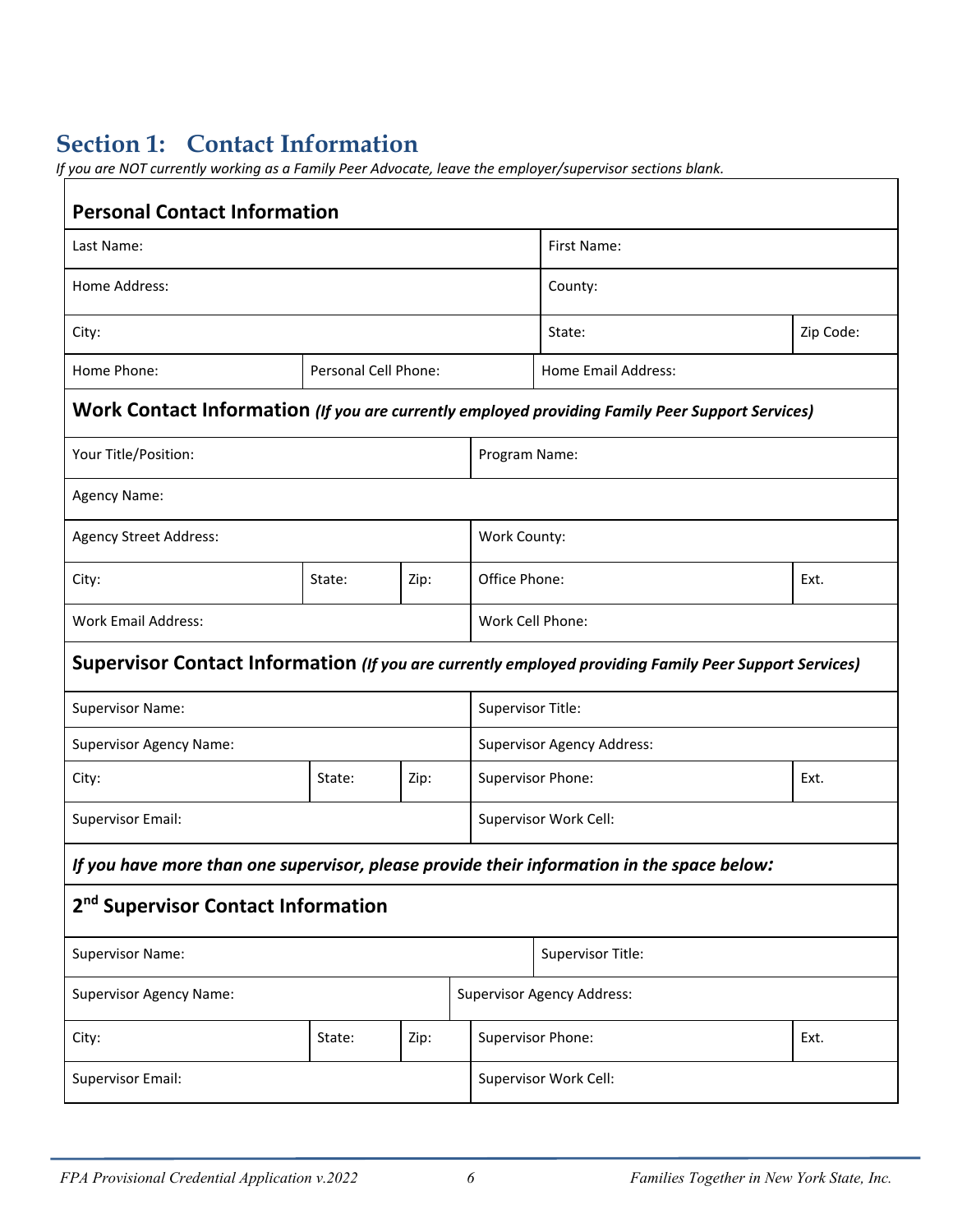# Section 1: Contact Information

*If you are NOT currently working as a Family Peer Advocate, leave the employer/supervisor sections blank.*

**Personal Contact Information**

| | | | |
|---|---|---|---|
| Last Name: | | First Name: | |
| Home Address: | | County: | |
| City: | | State: | Zip Code: |
| Home Phone: | Personal Cell Phone: | Home Email Address: | |

**Work Contact Information** ***(If you are currently employed providing Family Peer Support Services)***

| | | | | |
|---|---|---|---|---|
| Your Title/Position: | | | Program Name: | |
| Agency Name: | | | | |
| Agency Street Address: | | | Work County: | |
| City: | State: | Zip: | Office Phone: | Ext. |
| Work Email Address: | | | Work Cell Phone: | |

**Supervisor Contact Information** ***(If you are currently employed providing Family Peer Support Services)***

| | | | | |
|---|---|---|---|---|
| Supervisor Name: | | | Supervisor Title: | |
| Supervisor Agency Name: | | | Supervisor Agency Address: | |
| City: | State: | Zip: | Supervisor Phone: | Ext. |
| Supervisor Email: | | | Supervisor Work Cell: | |

***If you have more than one supervisor, please provide their information in the space below:***

**2nd Supervisor Contact Information**

| | | | | |
|---|---|---|---|---|
| Supervisor Name: | | | Supervisor Title: | |
| Supervisor Agency Name: | | | Supervisor Agency Address: | |
| City: | State: | Zip: | Supervisor Phone: | Ext. |
| Supervisor Email: | | | Supervisor Work Cell: | |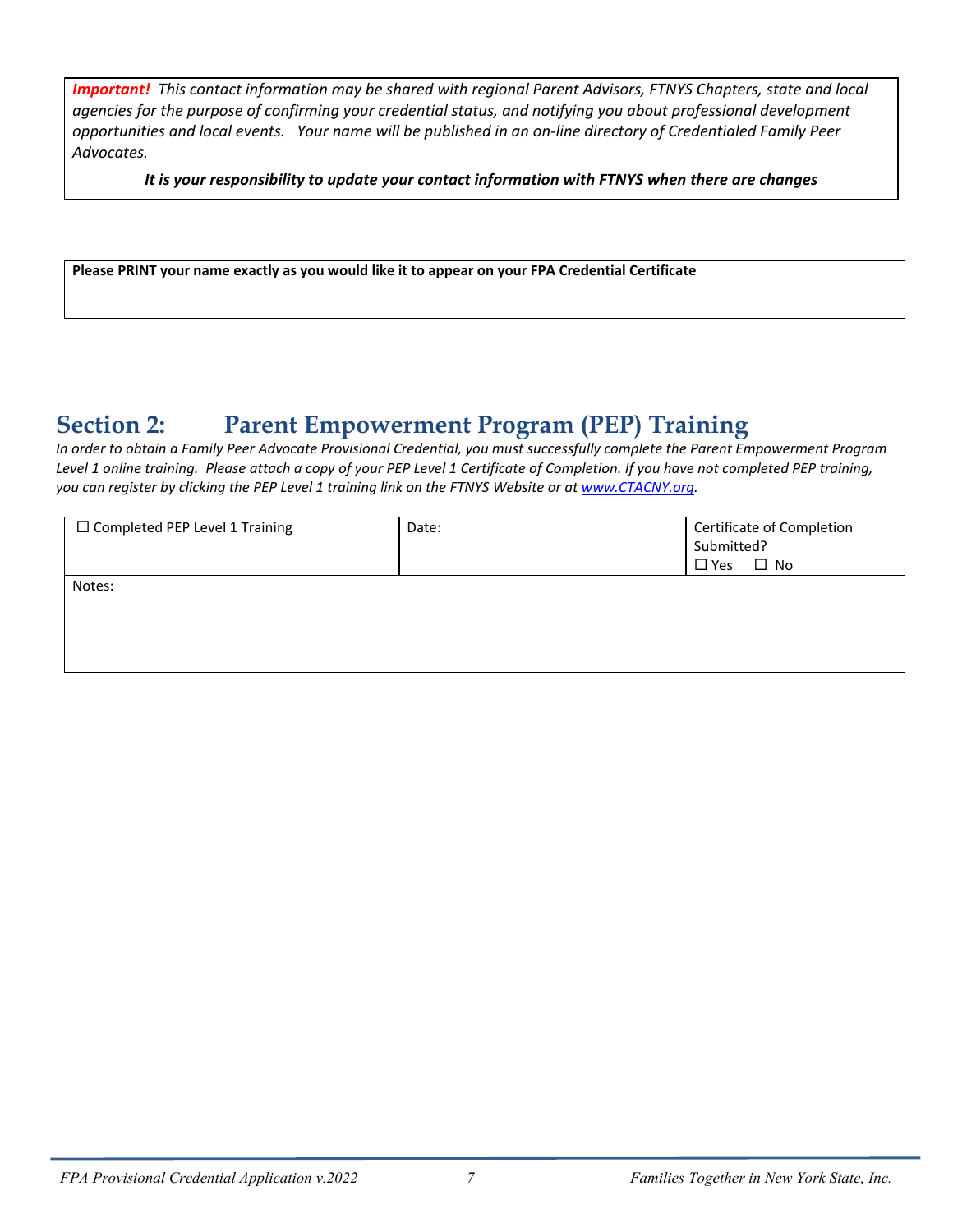***Important!*** *This contact information may be shared with regional Parent Advisors, FTNYS Chapters, state and local agencies for the purpose of confirming your credential status, and notifying you about professional development opportunities and local events. Your name will be published in an on-line directory of Credentialed Family Peer Advocates.*

***It is your responsibility to update your contact information with FTNYS when there are changes***

**Please PRINT your name exactly as you would like it to appear on your FPA Credential Certificate**

## Section 2: Parent Empowerment Program (PEP) Training

*In order to obtain a Family Peer Advocate Provisional Credential, you must successfully complete the Parent Empowerment Program Level 1 online training. Please attach a copy of your PEP Level 1 Certificate of Completion. If you have not completed PEP training, you can register by clicking the PEP Level 1 training link on the FTNYS Website or at [www.CTACNY.org](www.CTACNY.org).*

| ☐ Completed PEP Level 1 Training | Date: | Certificate of Completion Submitted? ☐ Yes ☐ No |
|---|---|---|
| Notes: | | |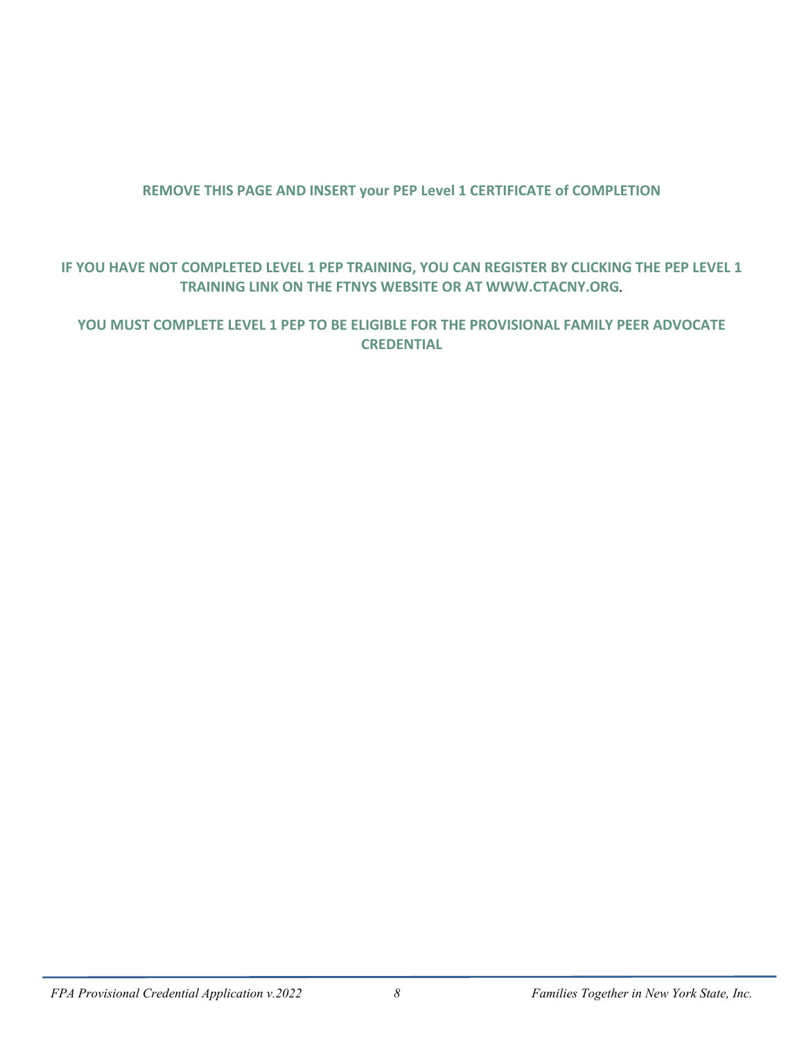**REMOVE THIS PAGE AND INSERT your PEP Level 1 CERTIFICATE of COMPLETION**

**IF YOU HAVE NOT COMPLETED LEVEL 1 PEP TRAINING, YOU CAN REGISTER BY CLICKING THE PEP LEVEL 1 TRAINING LINK ON THE FTNYS WEBSITE OR AT WWW.CTACNY.ORG.**

**YOU MUST COMPLETE LEVEL 1 PEP TO BE ELIGIBLE FOR THE PROVISIONAL FAMILY PEER ADVOCATE CREDENTIAL**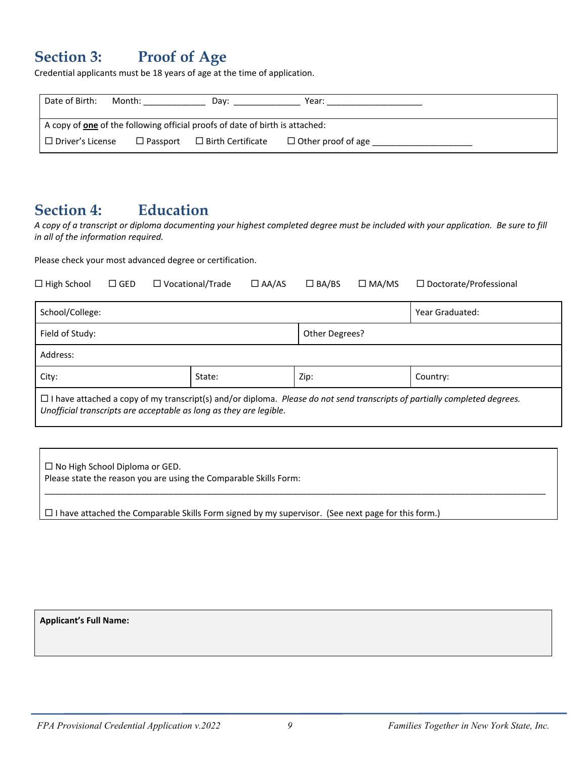## Section 3: Proof of Age

Credential applicants must be 18 years of age at the time of application.

| Date of Birth: Month: _____________ Day: ______________ Year: ____________________ |
|---|
| A copy of **one** of the following official proofs of date of birth is attached: |
| ☐ Driver's License ☐ Passport ☐ Birth Certificate ☐ Other proof of age ____________________ |

## Section 4: Education

*A copy of a transcript or diploma documenting your highest completed degree must be included with your application. Be sure to fill in all of the information required.*

Please check your most advanced degree or certification.

☐ High School ☐ GED ☐ Vocational/Trade ☐ AA/AS ☐ BA/BS ☐ MA/MS ☐ Doctorate/Professional

| School/College: | | | Year Graduated: |
|---|---|---|---|
| Field of Study: | | Other Degrees? | |
| Address: | | | |
| City: | State: | Zip: | Country: |
| ☐ I have attached a copy of my transcript(s) and/or diploma. *Please do not send transcripts of partially completed degrees. Unofficial transcripts are acceptable as long as they are legible.* | | | |

☐ No High School Diploma or GED.
Please state the reason you are using the Comparable Skills Form:

____________________________________________________________________________________

☐ I have attached the Comparable Skills Form signed by my supervisor. (See next page for this form.)

**Applicant's Full Name:**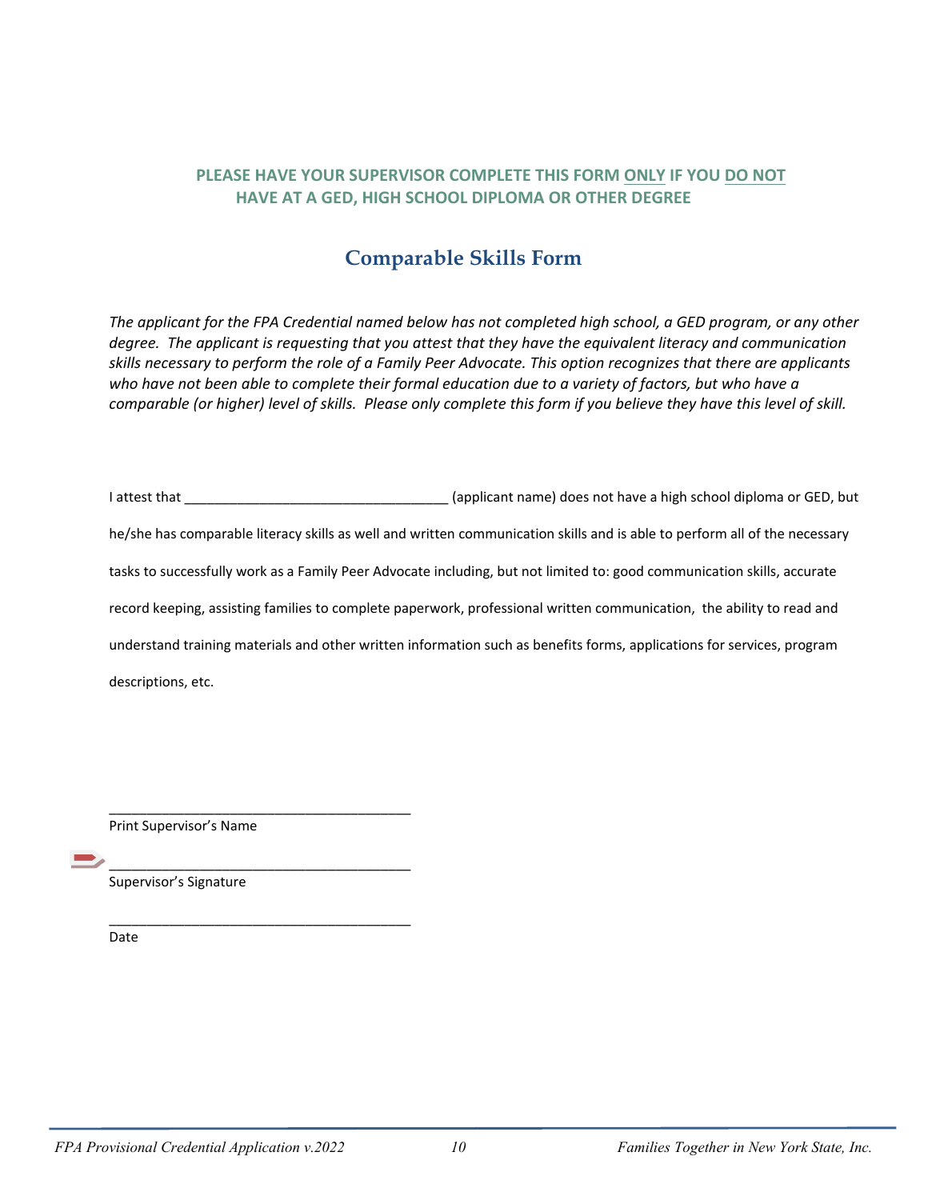**PLEASE HAVE YOUR SUPERVISOR COMPLETE THIS FORM <u>ONLY</u> IF YOU <u>DO NOT</u> HAVE AT A GED, HIGH SCHOOL DIPLOMA OR OTHER DEGREE**

## Comparable Skills Form

*The applicant for the FPA Credential named below has not completed high school, a GED program, or any other degree. The applicant is requesting that you attest that they have the equivalent literacy and communication skills necessary to perform the role of a Family Peer Advocate. This option recognizes that there are applicants who have not been able to complete their formal education due to a variety of factors, but who have a comparable (or higher) level of skills. Please only complete this form if you believe they have this level of skill.*

I attest that __________________________________ (applicant name) does not have a high school diploma or GED, but he/she has comparable literacy skills as well and written communication skills and is able to perform all of the necessary tasks to successfully work as a Family Peer Advocate including, but not limited to: good communication skills, accurate record keeping, assisting families to complete paperwork, professional written communication, the ability to read and understand training materials and other written information such as benefits forms, applications for services, program descriptions, etc.

________________________________________
Print Supervisor's Name

________________________________________
Supervisor's Signature

________________________________________
Date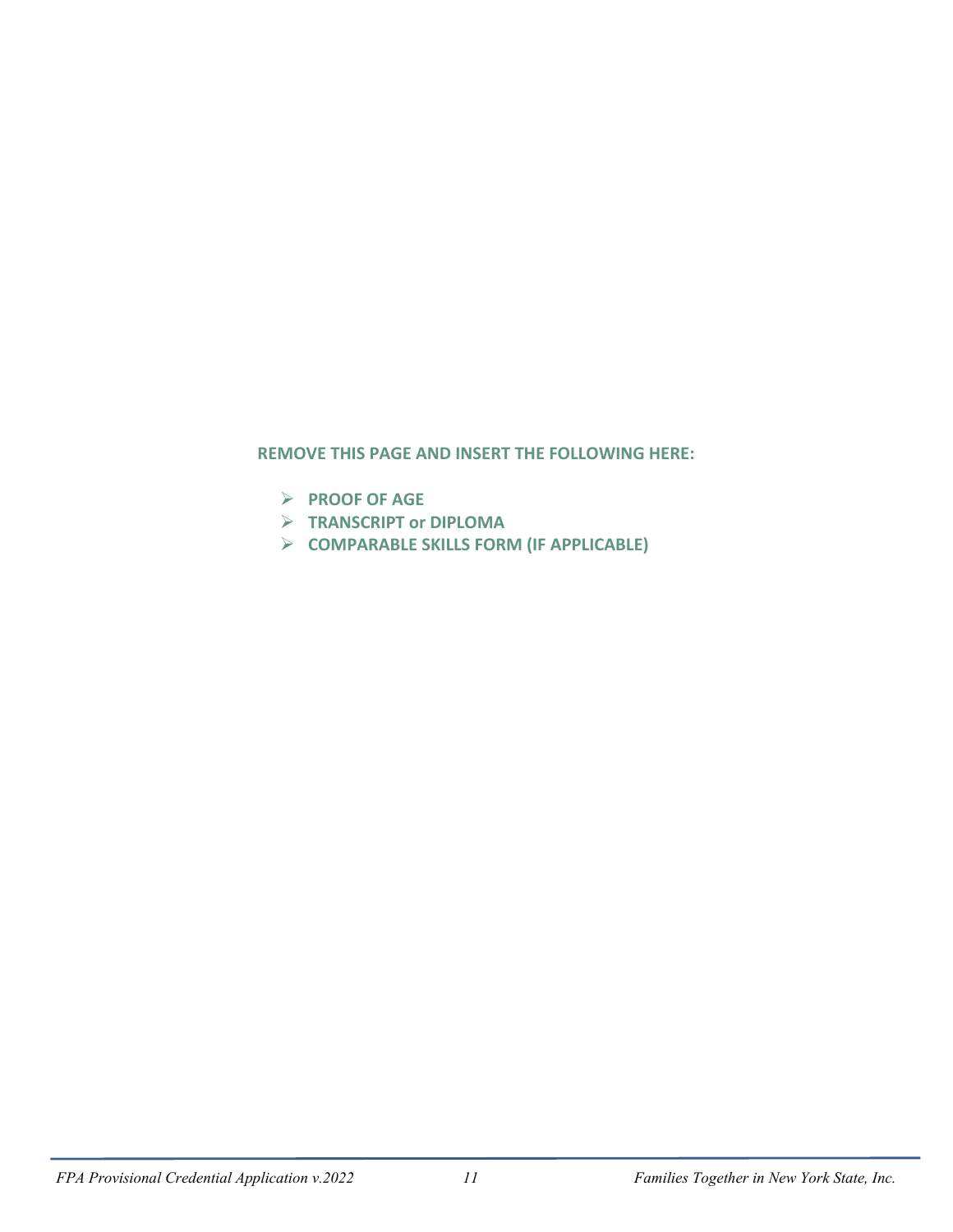**REMOVE THIS PAGE AND INSERT THE FOLLOWING HERE:**

- **PROOF OF AGE**
- **TRANSCRIPT or DIPLOMA**
- **COMPARABLE SKILLS FORM (IF APPLICABLE)**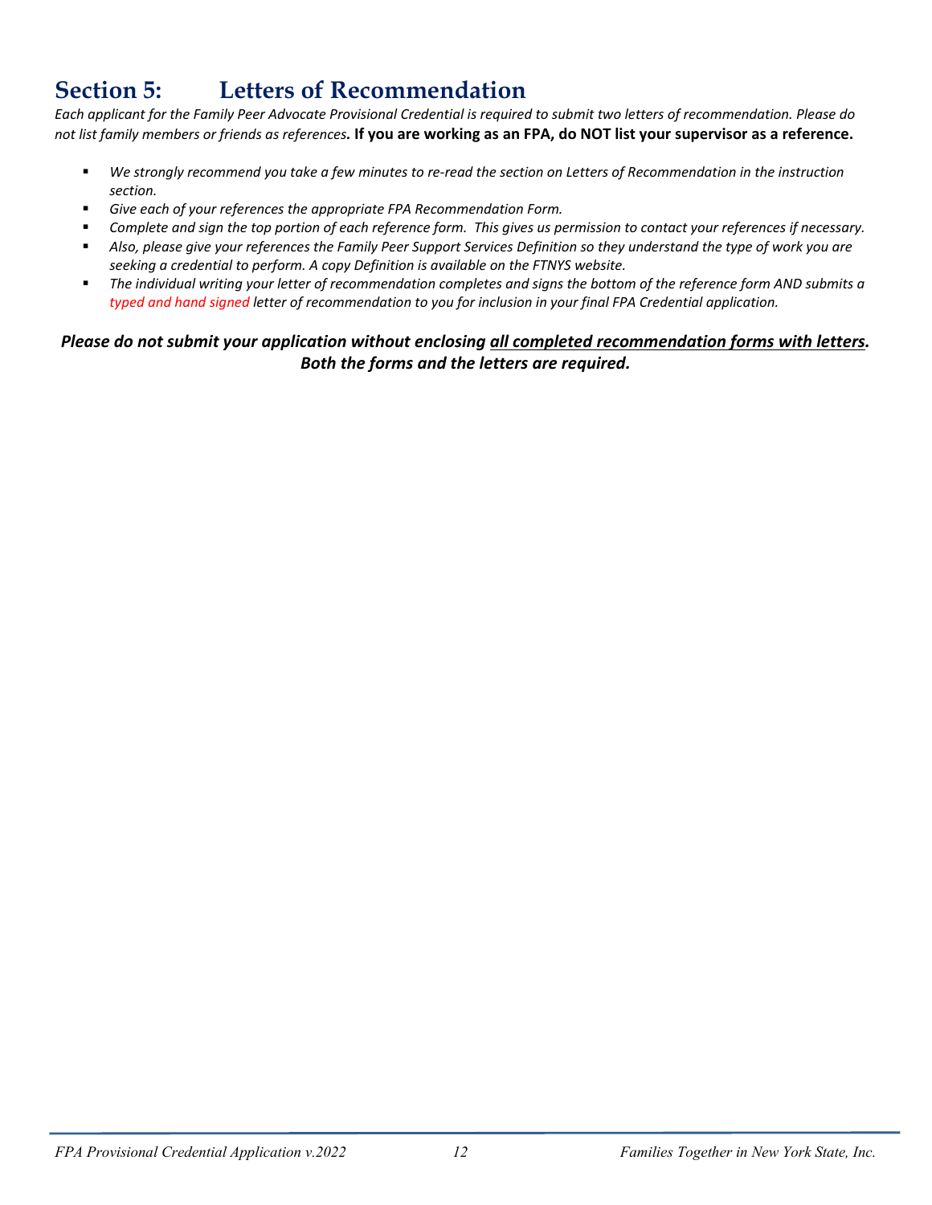## Section 5: Letters of Recommendation

*Each applicant for the Family Peer Advocate Provisional Credential is required to submit two letters of recommendation. Please do not list family members or friends as references.* **If you are working as an FPA, do NOT list your supervisor as a reference.**

- *We strongly recommend you take a few minutes to re-read the section on Letters of Recommendation in the instruction section.*
- *Give each of your references the appropriate FPA Recommendation Form.*
- *Complete and sign the top portion of each reference form. This gives us permission to contact your references if necessary.*
- *Also, please give your references the Family Peer Support Services Definition so they understand the type of work you are seeking a credential to perform. A copy Definition is available on the FTNYS website.*
- *The individual writing your letter of recommendation completes and signs the bottom of the reference form AND submits a typed and hand signed letter of recommendation to you for inclusion in your final FPA Credential application.*

***Please do not submit your application without enclosing all completed recommendation forms with letters. Both the forms and the letters are required.***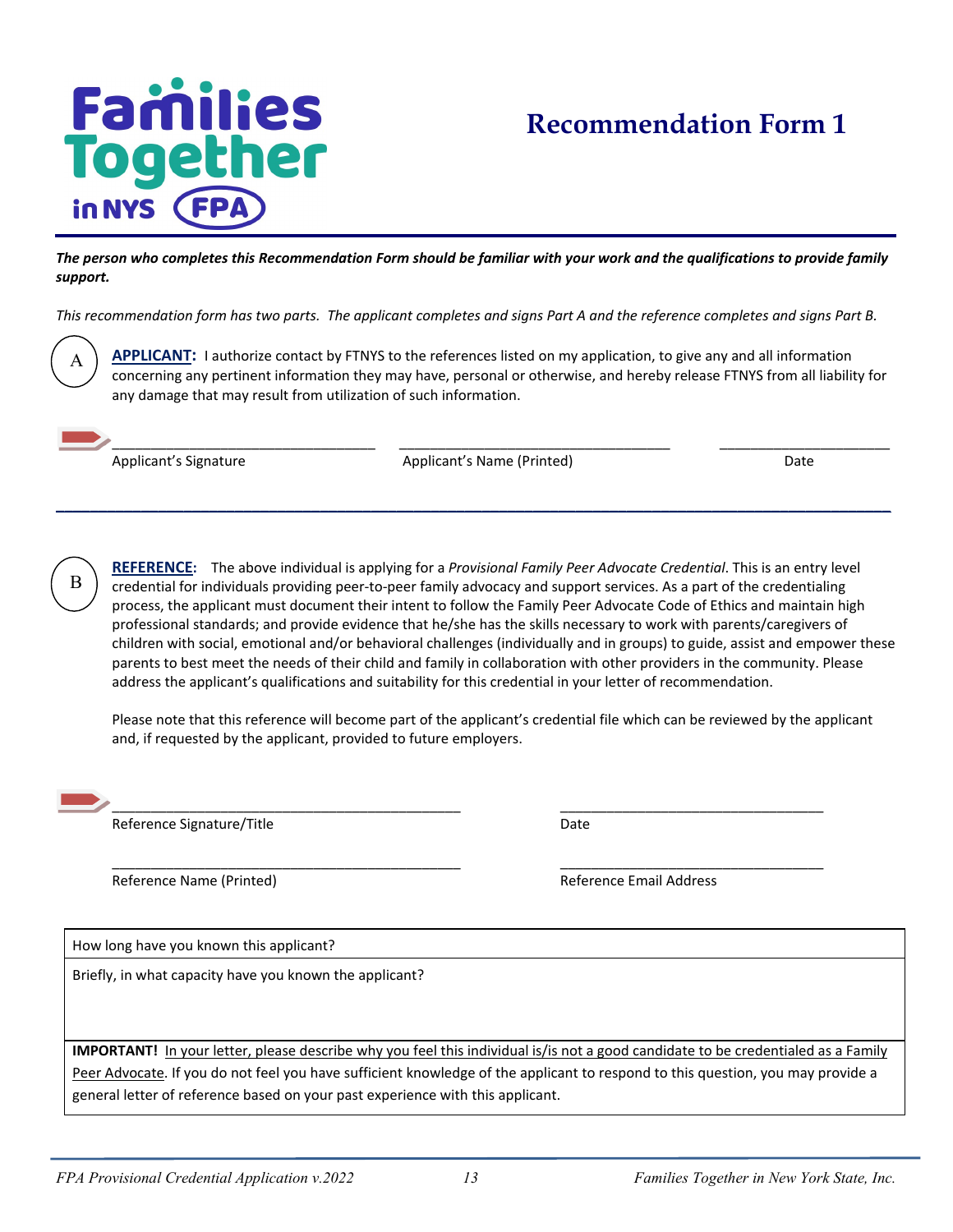Families Together in NYS FPA

# Recommendation Form 1

***The person who completes this Recommendation Form should be familiar with your work and the qualifications to provide family support.***

*This recommendation form has two parts. The applicant completes and signs Part A and the reference completes and signs Part B.*

A

**APPLICANT:** I authorize contact by FTNYS to the references listed on my application, to give any and all information concerning any pertinent information they may have, personal or otherwise, and hereby release FTNYS from all liability for any damage that may result from utilization of such information.

| Applicant's Signature | Applicant's Name (Printed) | Date |
|---|---|---|
| | | |

B

**REFERENCE:** The above individual is applying for a *Provisional Family Peer Advocate Credential*. This is an entry level credential for individuals providing peer-to-peer family advocacy and support services. As a part of the credentialing process, the applicant must document their intent to follow the Family Peer Advocate Code of Ethics and maintain high professional standards; and provide evidence that he/she has the skills necessary to work with parents/caregivers of children with social, emotional and/or behavioral challenges (individually and in groups) to guide, assist and empower these parents to best meet the needs of their child and family in collaboration with other providers in the community. Please address the applicant's qualifications and suitability for this credential in your letter of recommendation.

Please note that this reference will become part of the applicant's credential file which can be reviewed by the applicant and, if requested by the applicant, provided to future employers.

| Reference Signature/Title | Date |
|---|---|
| | |
| **Reference Name (Printed)** | **Reference Email Address** |
| | |

| How long have you known this applicant? |
|---|
| Briefly, in what capacity have you known the applicant? |
| **IMPORTANT!** In your letter, please describe why you feel this individual is/is not a good candidate to be credentialed as a Family Peer Advocate. If you do not feel you have sufficient knowledge of the applicant to respond to this question, you may provide a general letter of reference based on your past experience with this applicant. |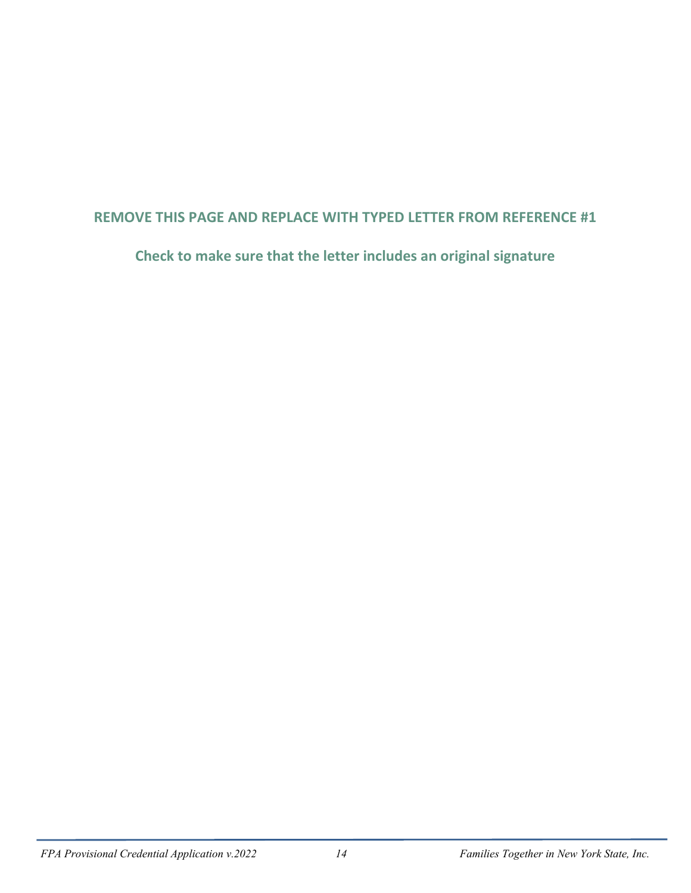**REMOVE THIS PAGE AND REPLACE WITH TYPED LETTER FROM REFERENCE #1**

**Check to make sure that the letter includes an original signature**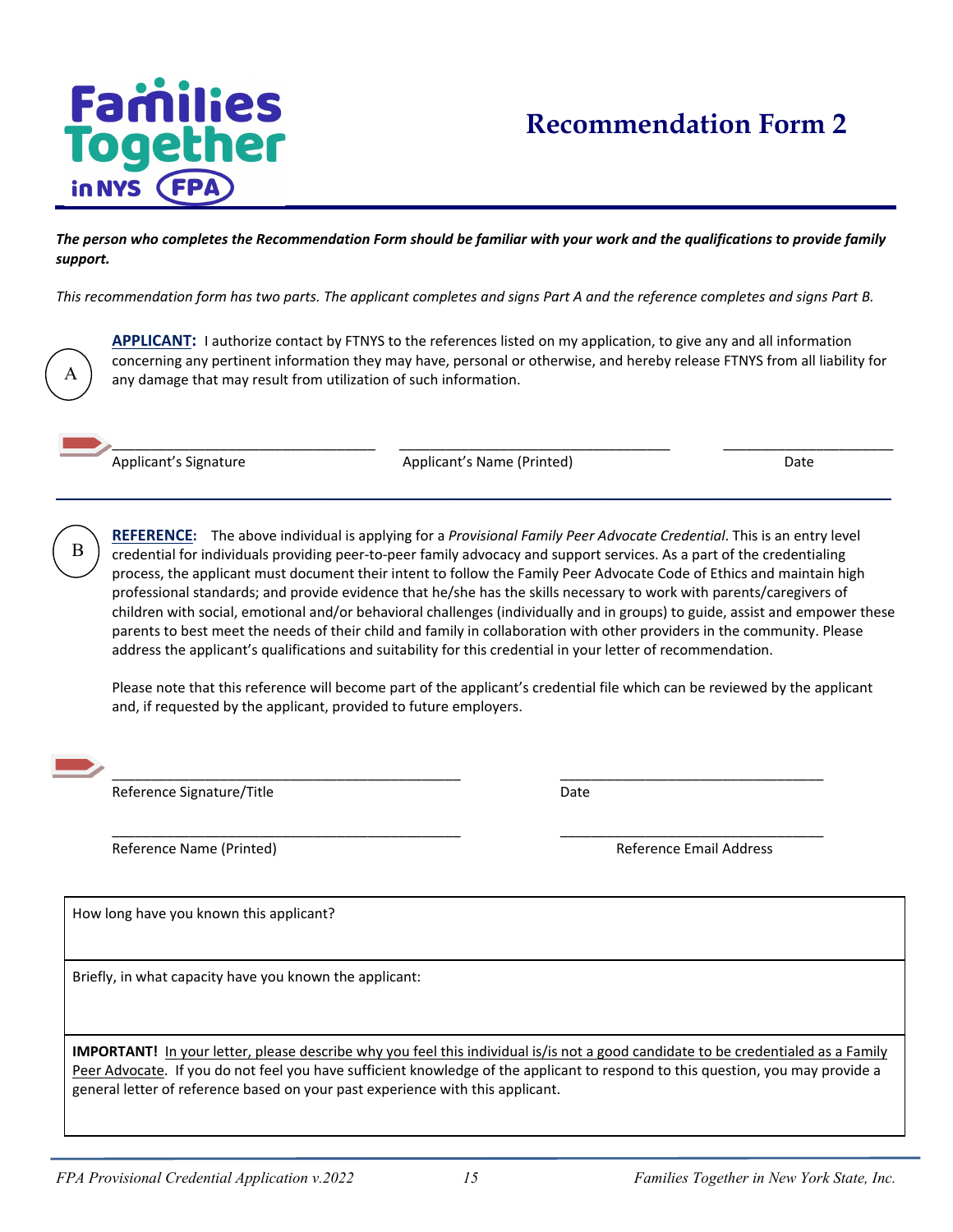Families Together in NYS FPA

# Recommendation Form 2

***The person who completes the Recommendation Form should be familiar with your work and the qualifications to provide family support.***

*This recommendation form has two parts. The applicant completes and signs Part A and the reference completes and signs Part B.*

(A) **APPLICANT:** I authorize contact by FTNYS to the references listed on my application, to give any and all information concerning any pertinent information they may have, personal or otherwise, and hereby release FTNYS from all liability for any damage that may result from utilization of such information.

| ______________________________ | ______________________________ | ____________________ |
|---|---|---|
| Applicant's Signature | Applicant's Name (Printed) | Date |

---

(B) **REFERENCE:** The above individual is applying for a *Provisional Family Peer Advocate Credential*. This is an entry level credential for individuals providing peer-to-peer family advocacy and support services. As a part of the credentialing process, the applicant must document their intent to follow the Family Peer Advocate Code of Ethics and maintain high professional standards; and provide evidence that he/she has the skills necessary to work with parents/caregivers of children with social, emotional and/or behavioral challenges (individually and in groups) to guide, assist and empower these parents to best meet the needs of their child and family in collaboration with other providers in the community. Please address the applicant's qualifications and suitability for this credential in your letter of recommendation.

Please note that this reference will become part of the applicant's credential file which can be reviewed by the applicant and, if requested by the applicant, provided to future employers.

| ________________________________________ | ______________________________ |
|---|---|
| Reference Signature/Title | Date |
| ________________________________________ | ______________________________ |
| Reference Name (Printed) | Reference Email Address |

| |
|---|
| How long have you known this applicant? |
| Briefly, in what capacity have you known the applicant: |
| **IMPORTANT!** In your letter, please describe why you feel this individual is/is not a good candidate to be credentialed as a Family Peer Advocate. If you do not feel you have sufficient knowledge of the applicant to respond to this question, you may provide a general letter of reference based on your past experience with this applicant. |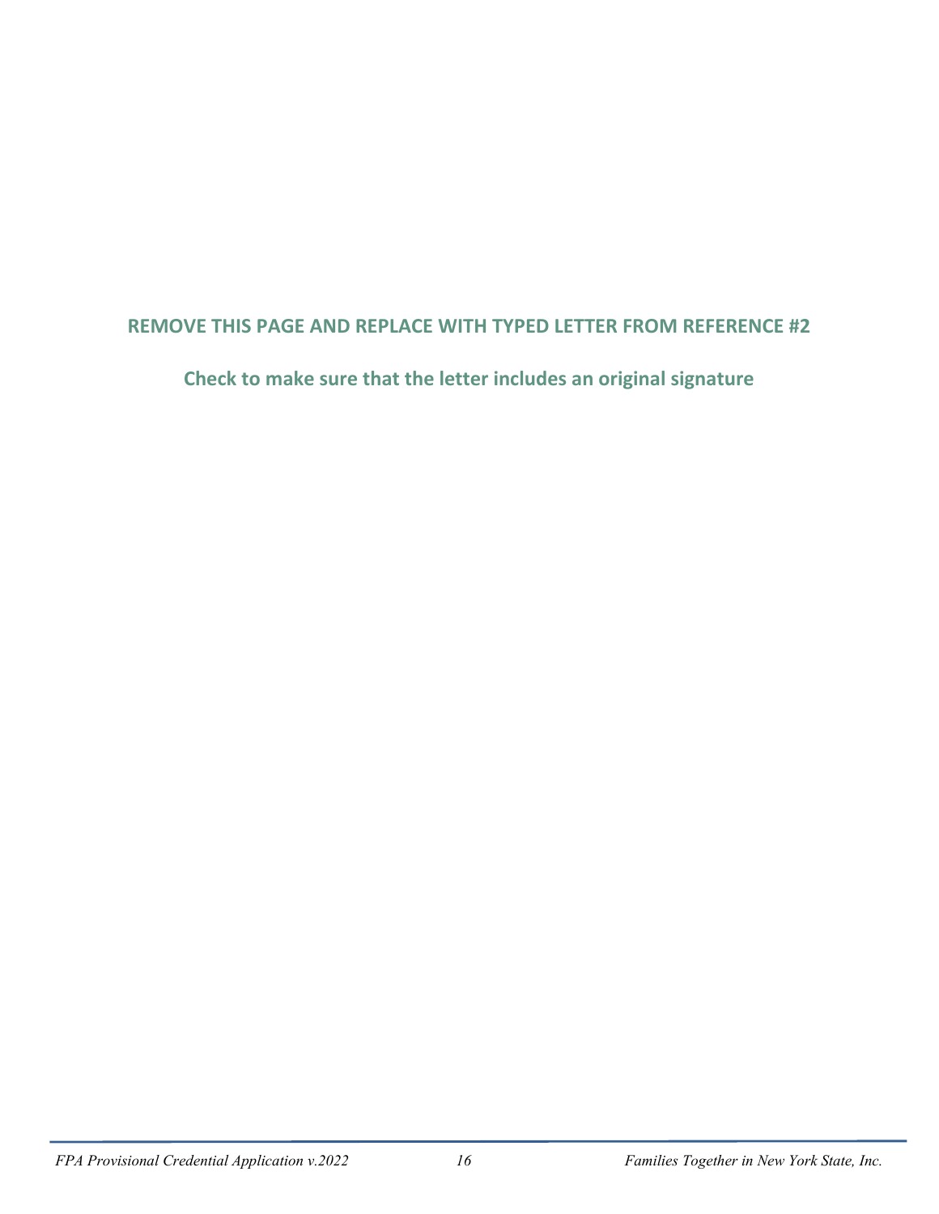**REMOVE THIS PAGE AND REPLACE WITH TYPED LETTER FROM REFERENCE #2**

**Check to make sure that the letter includes an original signature**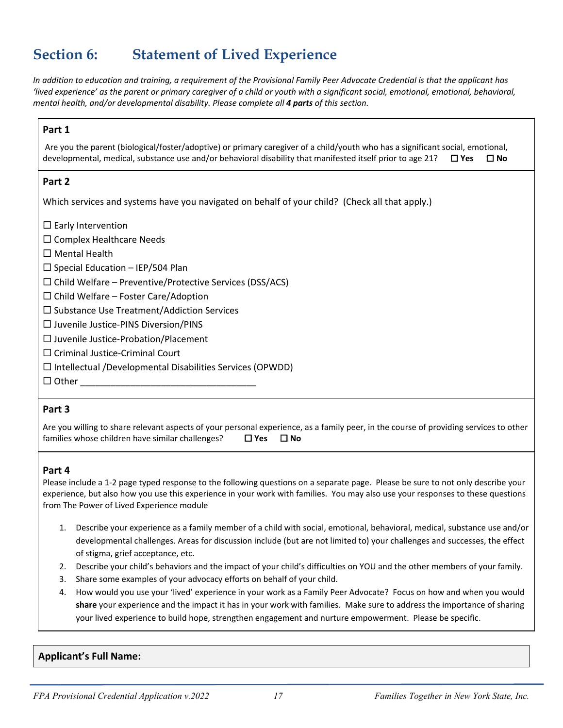# Section 6: Statement of Lived Experience

*In addition to education and training, a requirement of the Provisional Family Peer Advocate Credential is that the applicant has 'lived experience' as the parent or primary caregiver of a child or youth with a significant social, emotional, emotional, behavioral, mental health, and/or developmental disability. Please complete all **4 parts** of this section.*

**Part 1**

Are you the parent (biological/foster/adoptive) or primary caregiver of a child/youth who has a significant social, emotional, developmental, medical, substance use and/or behavioral disability that manifested itself prior to age 21? ☐ **Yes** ☐ **No**

**Part 2**

Which services and systems have you navigated on behalf of your child? (Check all that apply.)

☐ Early Intervention
☐ Complex Healthcare Needs
☐ Mental Health
☐ Special Education – IEP/504 Plan
☐ Child Welfare – Preventive/Protective Services (DSS/ACS)
☐ Child Welfare – Foster Care/Adoption
☐ Substance Use Treatment/Addiction Services
☐ Juvenile Justice-PINS Diversion/PINS
☐ Juvenile Justice-Probation/Placement
☐ Criminal Justice-Criminal Court
☐ Intellectual /Developmental Disabilities Services (OPWDD)
☐ Other ___________________________________

**Part 3**

Are you willing to share relevant aspects of your personal experience, as a family peer, in the course of providing services to other families whose children have similar challenges? ☐ **Yes** ☐ **No**

**Part 4**

Please include a 1-2 page typed response to the following questions on a separate page. Please be sure to not only describe your experience, but also how you use this experience in your work with families. You may also use your responses to these questions from The Power of Lived Experience module

1. Describe your experience as a family member of a child with social, emotional, behavioral, medical, substance use and/or developmental challenges. Areas for discussion include (but are not limited to) your challenges and successes, the effect of stigma, grief acceptance, etc.
2. Describe your child's behaviors and the impact of your child's difficulties on YOU and the other members of your family.
3. Share some examples of your advocacy efforts on behalf of your child.
4. How would you use your 'lived' experience in your work as a Family Peer Advocate? Focus on how and when you would **share** your experience and the impact it has in your work with families. Make sure to address the importance of sharing your lived experience to build hope, strengthen engagement and nurture empowerment. Please be specific.

**Applicant's Full Name:**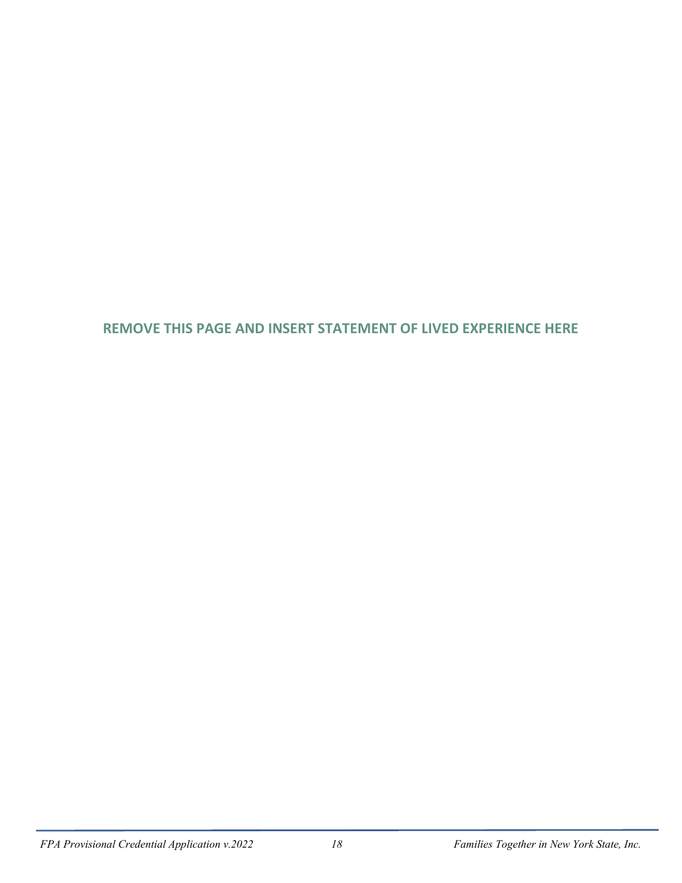**REMOVE THIS PAGE AND INSERT STATEMENT OF LIVED EXPERIENCE HERE**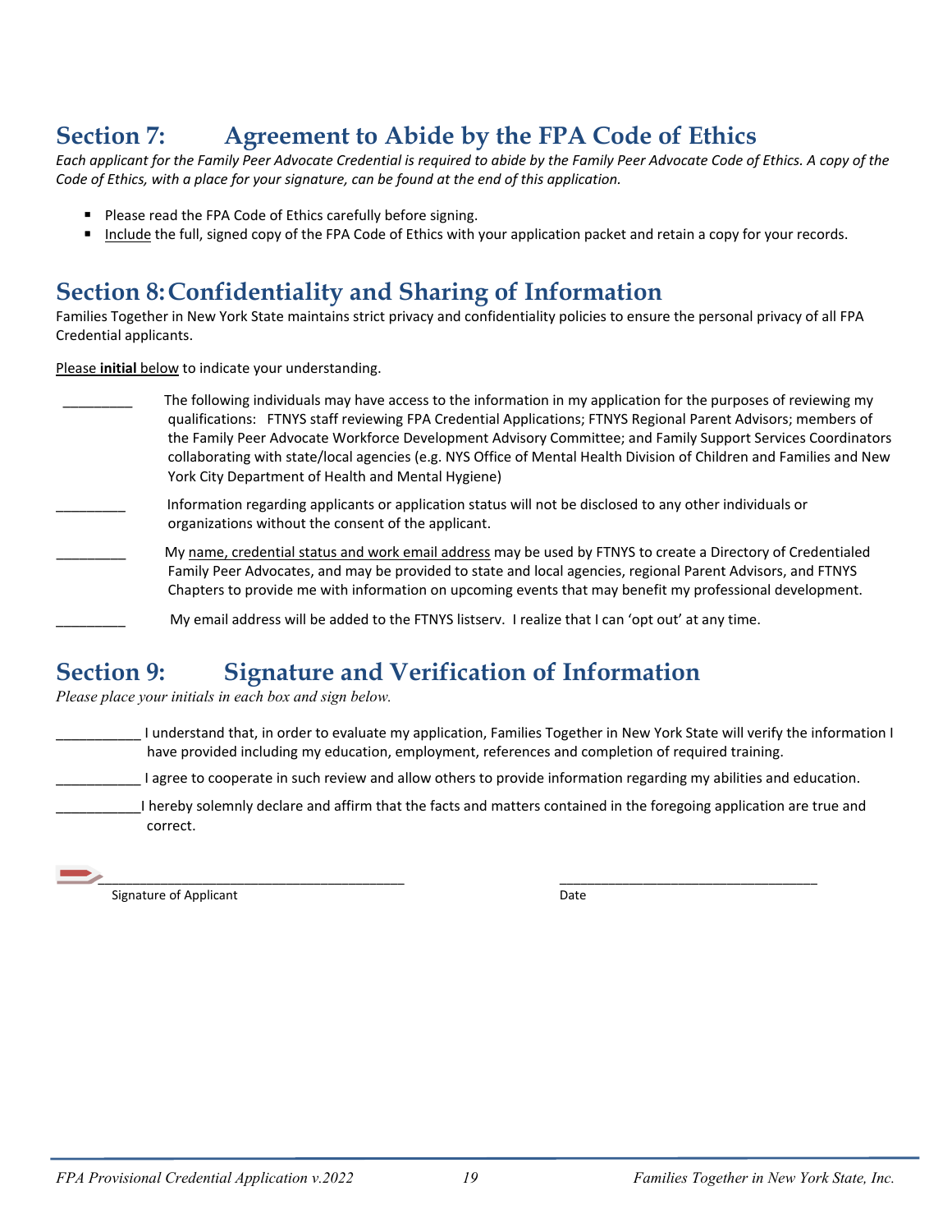## Section 7: Agreement to Abide by the FPA Code of Ethics

*Each applicant for the Family Peer Advocate Credential is required to abide by the Family Peer Advocate Code of Ethics. A copy of the Code of Ethics, with a place for your signature, can be found at the end of this application.*

- Please read the FPA Code of Ethics carefully before signing.
- <u>Include</u> the full, signed copy of the FPA Code of Ethics with your application packet and retain a copy for your records.

## Section 8: Confidentiality and Sharing of Information

Families Together in New York State maintains strict privacy and confidentiality policies to ensure the personal privacy of all FPA Credential applicants.

<u>Please **initial** below</u> to indicate your understanding.

_________ The following individuals may have access to the information in my application for the purposes of reviewing my qualifications: FTNYS staff reviewing FPA Credential Applications; FTNYS Regional Parent Advisors; members of the Family Peer Advocate Workforce Development Advisory Committee; and Family Support Services Coordinators collaborating with state/local agencies (e.g. NYS Office of Mental Health Division of Children and Families and New York City Department of Health and Mental Hygiene)

_________ Information regarding applicants or application status will not be disclosed to any other individuals or organizations without the consent of the applicant.

_________ My <u>name, credential status and work email address</u> may be used by FTNYS to create a Directory of Credentialed Family Peer Advocates, and may be provided to state and local agencies, regional Parent Advisors, and FTNYS Chapters to provide me with information on upcoming events that may benefit my professional development.

_________ My email address will be added to the FTNYS listserv. I realize that I can 'opt out' at any time.

## Section 9: Signature and Verification of Information

*Please place your initials in each box and sign below.*

___________ I understand that, in order to evaluate my application, Families Together in New York State will verify the information I have provided including my education, employment, references and completion of required training.

___________ I agree to cooperate in such review and allow others to provide information regarding my abilities and education.

___________ I hereby solemnly declare and affirm that the facts and matters contained in the foregoing application are true and correct.

_________________________________________ Signature of Applicant

___________________________________ Date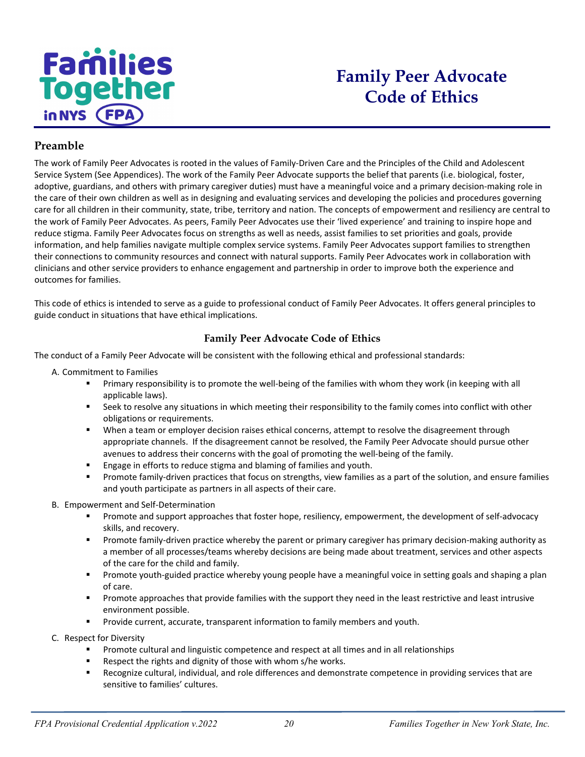# Family Peer Advocate Code of Ethics

## Preamble

The work of Family Peer Advocates is rooted in the values of Family-Driven Care and the Principles of the Child and Adolescent Service System (See Appendices). The work of the Family Peer Advocate supports the belief that parents (i.e. biological, foster, adoptive, guardians, and others with primary caregiver duties) must have a meaningful voice and a primary decision-making role in the care of their own children as well as in designing and evaluating services and developing the policies and procedures governing care for all children in their community, state, tribe, territory and nation. The concepts of empowerment and resiliency are central to the work of Family Peer Advocates. As peers, Family Peer Advocates use their 'lived experience' and training to inspire hope and reduce stigma. Family Peer Advocates focus on strengths as well as needs, assist families to set priorities and goals, provide information, and help families navigate multiple complex service systems. Family Peer Advocates support families to strengthen their connections to community resources and connect with natural supports. Family Peer Advocates work in collaboration with clinicians and other service providers to enhance engagement and partnership in order to improve both the experience and outcomes for families.

This code of ethics is intended to serve as a guide to professional conduct of Family Peer Advocates. It offers general principles to guide conduct in situations that have ethical implications.

### Family Peer Advocate Code of Ethics

The conduct of a Family Peer Advocate will be consistent with the following ethical and professional standards:

A. Commitment to Families
   - Primary responsibility is to promote the well-being of the families with whom they work (in keeping with all applicable laws).
   - Seek to resolve any situations in which meeting their responsibility to the family comes into conflict with other obligations or requirements.
   - When a team or employer decision raises ethical concerns, attempt to resolve the disagreement through appropriate channels. If the disagreement cannot be resolved, the Family Peer Advocate should pursue other avenues to address their concerns with the goal of promoting the well-being of the family.
   - Engage in efforts to reduce stigma and blaming of families and youth.
   - Promote family-driven practices that focus on strengths, view families as a part of the solution, and ensure families and youth participate as partners in all aspects of their care.

B. Empowerment and Self-Determination
   - Promote and support approaches that foster hope, resiliency, empowerment, the development of self-advocacy skills, and recovery.
   - Promote family-driven practice whereby the parent or primary caregiver has primary decision-making authority as a member of all processes/teams whereby decisions are being made about treatment, services and other aspects of the care for the child and family.
   - Promote youth-guided practice whereby young people have a meaningful voice in setting goals and shaping a plan of care.
   - Promote approaches that provide families with the support they need in the least restrictive and least intrusive environment possible.
   - Provide current, accurate, transparent information to family members and youth.

C. Respect for Diversity
   - Promote cultural and linguistic competence and respect at all times and in all relationships
   - Respect the rights and dignity of those with whom s/he works.
   - Recognize cultural, individual, and role differences and demonstrate competence in providing services that are sensitive to families' cultures.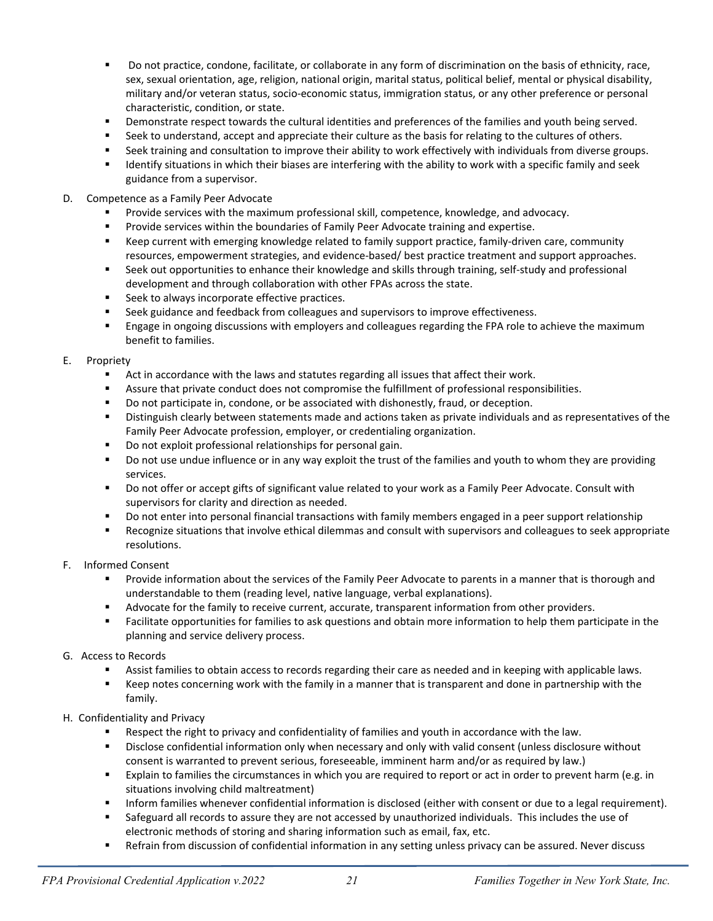- Do not practice, condone, facilitate, or collaborate in any form of discrimination on the basis of ethnicity, race, sex, sexual orientation, age, religion, national origin, marital status, political belief, mental or physical disability, military and/or veteran status, socio-economic status, immigration status, or any other preference or personal characteristic, condition, or state.
- Demonstrate respect towards the cultural identities and preferences of the families and youth being served.
- Seek to understand, accept and appreciate their culture as the basis for relating to the cultures of others.
- Seek training and consultation to improve their ability to work effectively with individuals from diverse groups.
- Identify situations in which their biases are interfering with the ability to work with a specific family and seek guidance from a supervisor.

D. Competence as a Family Peer Advocate

- Provide services with the maximum professional skill, competence, knowledge, and advocacy.
- Provide services within the boundaries of Family Peer Advocate training and expertise.
- Keep current with emerging knowledge related to family support practice, family-driven care, community resources, empowerment strategies, and evidence-based/ best practice treatment and support approaches.
- Seek out opportunities to enhance their knowledge and skills through training, self-study and professional development and through collaboration with other FPAs across the state.
- Seek to always incorporate effective practices.
- Seek guidance and feedback from colleagues and supervisors to improve effectiveness.
- Engage in ongoing discussions with employers and colleagues regarding the FPA role to achieve the maximum benefit to families.

E. Propriety

- Act in accordance with the laws and statutes regarding all issues that affect their work.
- Assure that private conduct does not compromise the fulfillment of professional responsibilities.
- Do not participate in, condone, or be associated with dishonestly, fraud, or deception.
- Distinguish clearly between statements made and actions taken as private individuals and as representatives of the Family Peer Advocate profession, employer, or credentialing organization.
- Do not exploit professional relationships for personal gain.
- Do not use undue influence or in any way exploit the trust of the families and youth to whom they are providing services.
- Do not offer or accept gifts of significant value related to your work as a Family Peer Advocate. Consult with supervisors for clarity and direction as needed.
- Do not enter into personal financial transactions with family members engaged in a peer support relationship
- Recognize situations that involve ethical dilemmas and consult with supervisors and colleagues to seek appropriate resolutions.

F. Informed Consent

- Provide information about the services of the Family Peer Advocate to parents in a manner that is thorough and understandable to them (reading level, native language, verbal explanations).
- Advocate for the family to receive current, accurate, transparent information from other providers.
- Facilitate opportunities for families to ask questions and obtain more information to help them participate in the planning and service delivery process.

G. Access to Records

- Assist families to obtain access to records regarding their care as needed and in keeping with applicable laws.
- Keep notes concerning work with the family in a manner that is transparent and done in partnership with the family.

H. Confidentiality and Privacy

- Respect the right to privacy and confidentiality of families and youth in accordance with the law.
- Disclose confidential information only when necessary and only with valid consent (unless disclosure without consent is warranted to prevent serious, foreseeable, imminent harm and/or as required by law.)
- Explain to families the circumstances in which you are required to report or act in order to prevent harm (e.g. in situations involving child maltreatment)
- Inform families whenever confidential information is disclosed (either with consent or due to a legal requirement).
- Safeguard all records to assure they are not accessed by unauthorized individuals. This includes the use of electronic methods of storing and sharing information such as email, fax, etc.
- Refrain from discussion of confidential information in any setting unless privacy can be assured. Never discuss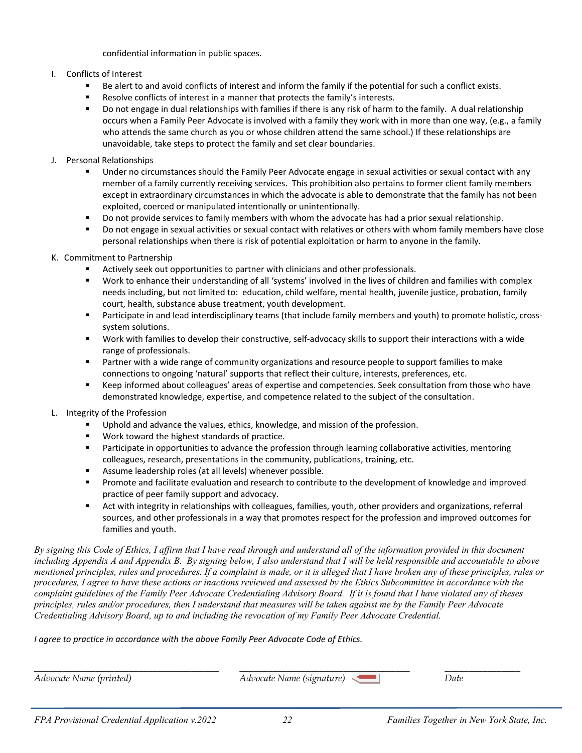confidential information in public spaces.

I. Conflicts of Interest

- Be alert to and avoid conflicts of interest and inform the family if the potential for such a conflict exists.
- Resolve conflicts of interest in a manner that protects the family's interests.
- Do not engage in dual relationships with families if there is any risk of harm to the family. A dual relationship occurs when a Family Peer Advocate is involved with a family they work with in more than one way, (e.g., a family who attends the same church as you or whose children attend the same school.) If these relationships are unavoidable, take steps to protect the family and set clear boundaries.

J. Personal Relationships

- Under no circumstances should the Family Peer Advocate engage in sexual activities or sexual contact with any member of a family currently receiving services. This prohibition also pertains to former client family members except in extraordinary circumstances in which the advocate is able to demonstrate that the family has not been exploited, coerced or manipulated intentionally or unintentionally.
- Do not provide services to family members with whom the advocate has had a prior sexual relationship.
- Do not engage in sexual activities or sexual contact with relatives or others with whom family members have close personal relationships when there is risk of potential exploitation or harm to anyone in the family.

K. Commitment to Partnership

- Actively seek out opportunities to partner with clinicians and other professionals.
- Work to enhance their understanding of all 'systems' involved in the lives of children and families with complex needs including, but not limited to: education, child welfare, mental health, juvenile justice, probation, family court, health, substance abuse treatment, youth development.
- Participate in and lead interdisciplinary teams (that include family members and youth) to promote holistic, cross-system solutions.
- Work with families to develop their constructive, self-advocacy skills to support their interactions with a wide range of professionals.
- Partner with a wide range of community organizations and resource people to support families to make connections to ongoing 'natural' supports that reflect their culture, interests, preferences, etc.
- Keep informed about colleagues' areas of expertise and competencies. Seek consultation from those who have demonstrated knowledge, expertise, and competence related to the subject of the consultation.

L. Integrity of the Profession

- Uphold and advance the values, ethics, knowledge, and mission of the profession.
- Work toward the highest standards of practice.
- Participate in opportunities to advance the profession through learning collaborative activities, mentoring colleagues, research, presentations in the community, publications, training, etc.
- Assume leadership roles (at all levels) whenever possible.
- Promote and facilitate evaluation and research to contribute to the development of knowledge and improved practice of peer family support and advocacy.
- Act with integrity in relationships with colleagues, families, youth, other providers and organizations, referral sources, and other professionals in a way that promotes respect for the profession and improved outcomes for families and youth.

*By signing this Code of Ethics, I affirm that I have read through and understand all of the information provided in this document including Appendix A and Appendix B. By signing below, I also understand that I will be held responsible and accountable to above mentioned principles, rules and procedures. If a complaint is made, or it is alleged that I have broken any of these principles, rules or procedures, I agree to have these actions or inactions reviewed and assessed by the Ethics Subcommittee in accordance with the complaint guidelines of the Family Peer Advocate Credentialing Advisory Board. If it is found that I have violated any of theses principles, rules and/or procedures, then I understand that measures will be taken against me by the Family Peer Advocate Credentialing Advisory Board, up to and including the revocation of my Family Peer Advocate Credential.*

*I agree to practice in accordance with the above Family Peer Advocate Code of Ethics.*

| ______________________________ | ______________________________ | ______________ |
|---|---|---|
| *Advocate Name (printed)* | *Advocate Name (signature)* | *Date* |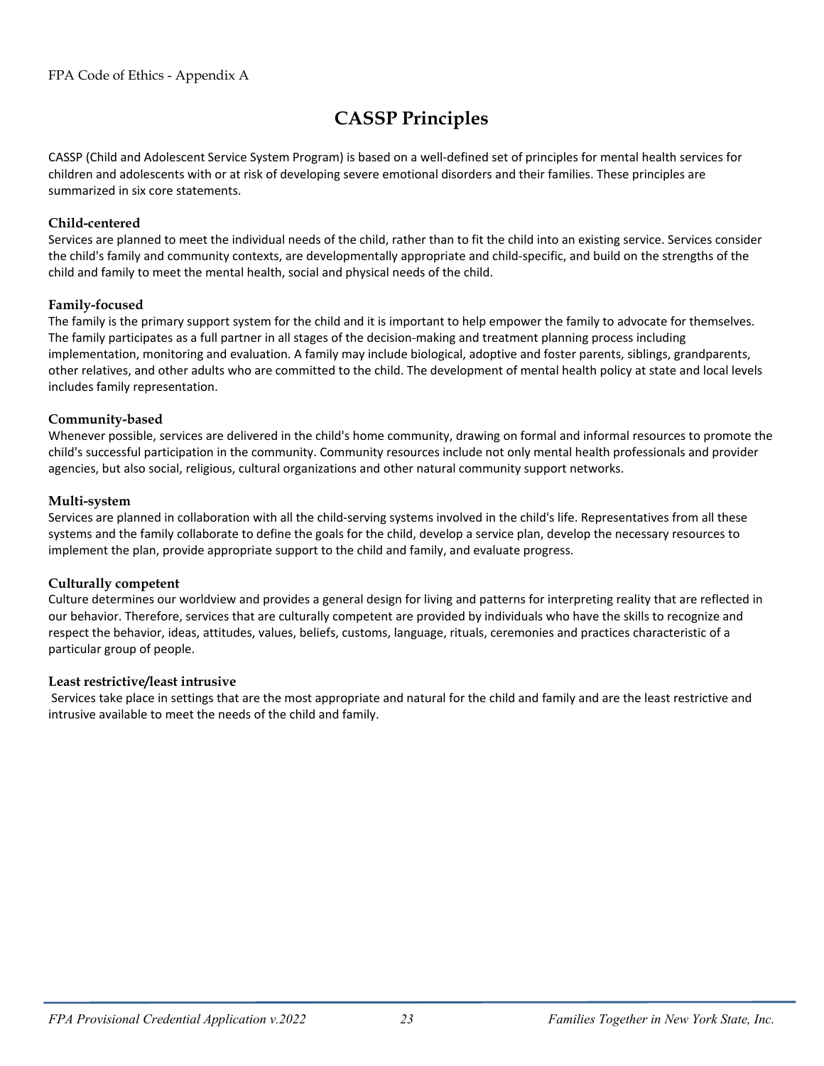FPA Code of Ethics - Appendix A

# CASSP Principles

CASSP (Child and Adolescent Service System Program) is based on a well-defined set of principles for mental health services for children and adolescents with or at risk of developing severe emotional disorders and their families. These principles are summarized in six core statements.

**Child-centered**
Services are planned to meet the individual needs of the child, rather than to fit the child into an existing service. Services consider the child's family and community contexts, are developmentally appropriate and child-specific, and build on the strengths of the child and family to meet the mental health, social and physical needs of the child.

**Family-focused**
The family is the primary support system for the child and it is important to help empower the family to advocate for themselves. The family participates as a full partner in all stages of the decision-making and treatment planning process including implementation, monitoring and evaluation. A family may include biological, adoptive and foster parents, siblings, grandparents, other relatives, and other adults who are committed to the child. The development of mental health policy at state and local levels includes family representation.

**Community-based**
Whenever possible, services are delivered in the child's home community, drawing on formal and informal resources to promote the child's successful participation in the community. Community resources include not only mental health professionals and provider agencies, but also social, religious, cultural organizations and other natural community support networks.

**Multi-system**
Services are planned in collaboration with all the child-serving systems involved in the child's life. Representatives from all these systems and the family collaborate to define the goals for the child, develop a service plan, develop the necessary resources to implement the plan, provide appropriate support to the child and family, and evaluate progress.

**Culturally competent**
Culture determines our worldview and provides a general design for living and patterns for interpreting reality that are reflected in our behavior. Therefore, services that are culturally competent are provided by individuals who have the skills to recognize and respect the behavior, ideas, attitudes, values, beliefs, customs, language, rituals, ceremonies and practices characteristic of a particular group of people.

**Least restrictive/least intrusive**
Services take place in settings that are the most appropriate and natural for the child and family and are the least restrictive and intrusive available to meet the needs of the child and family.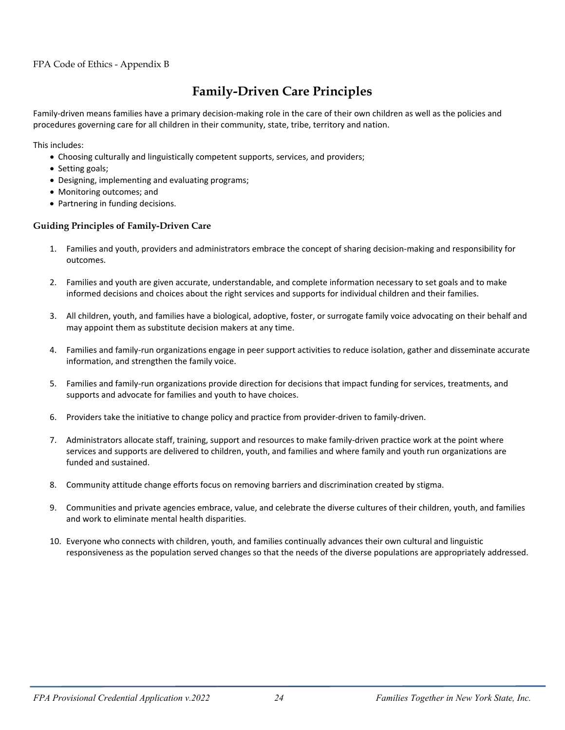FPA Code of Ethics - Appendix B

# Family-Driven Care Principles

Family-driven means families have a primary decision-making role in the care of their own children as well as the policies and procedures governing care for all children in their community, state, tribe, territory and nation.

This includes:

- Choosing culturally and linguistically competent supports, services, and providers;
- Setting goals;
- Designing, implementing and evaluating programs;
- Monitoring outcomes; and
- Partnering in funding decisions.

### Guiding Principles of Family-Driven Care

1. Families and youth, providers and administrators embrace the concept of sharing decision-making and responsibility for outcomes.

2. Families and youth are given accurate, understandable, and complete information necessary to set goals and to make informed decisions and choices about the right services and supports for individual children and their families.

3. All children, youth, and families have a biological, adoptive, foster, or surrogate family voice advocating on their behalf and may appoint them as substitute decision makers at any time.

4. Families and family-run organizations engage in peer support activities to reduce isolation, gather and disseminate accurate information, and strengthen the family voice.

5. Families and family-run organizations provide direction for decisions that impact funding for services, treatments, and supports and advocate for families and youth to have choices.

6. Providers take the initiative to change policy and practice from provider-driven to family-driven.

7. Administrators allocate staff, training, support and resources to make family-driven practice work at the point where services and supports are delivered to children, youth, and families and where family and youth run organizations are funded and sustained.

8. Community attitude change efforts focus on removing barriers and discrimination created by stigma.

9. Communities and private agencies embrace, value, and celebrate the diverse cultures of their children, youth, and families and work to eliminate mental health disparities.

10. Everyone who connects with children, youth, and families continually advances their own cultural and linguistic responsiveness as the population served changes so that the needs of the diverse populations are appropriately addressed.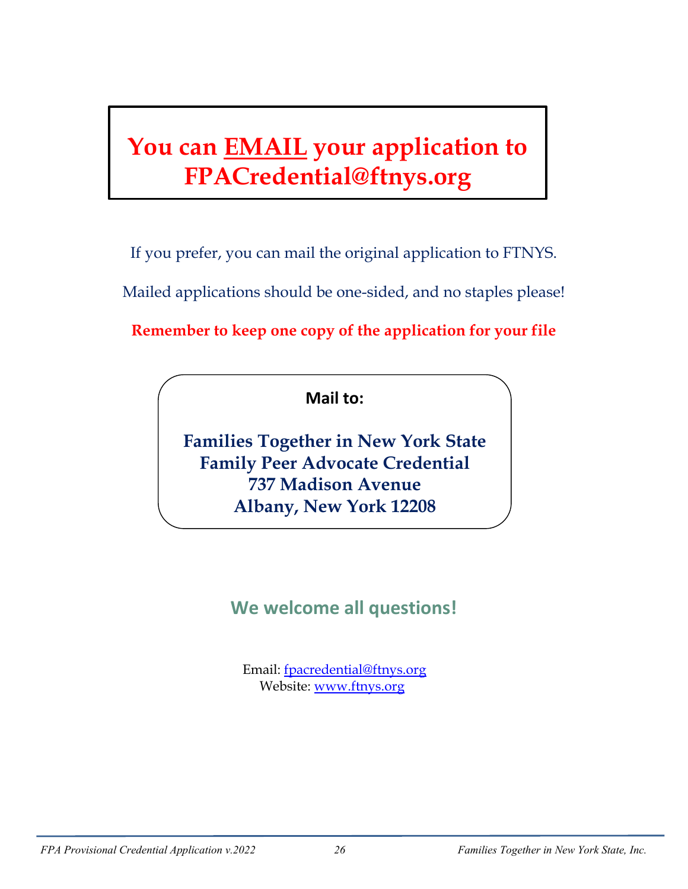# You can <u>EMAIL</u> your application to FPACredential@ftnys.org

If you prefer, you can mail the original application to FTNYS.

Mailed applications should be one-sided, and no staples please!

**Remember to keep one copy of the application for your file**

**Mail to:**

**Families Together in New York State**
**Family Peer Advocate Credential**
**737 Madison Avenue**
**Albany, New York 12208**

## We welcome all questions!

Email: fpacredential@ftnys.org
Website: www.ftnys.org